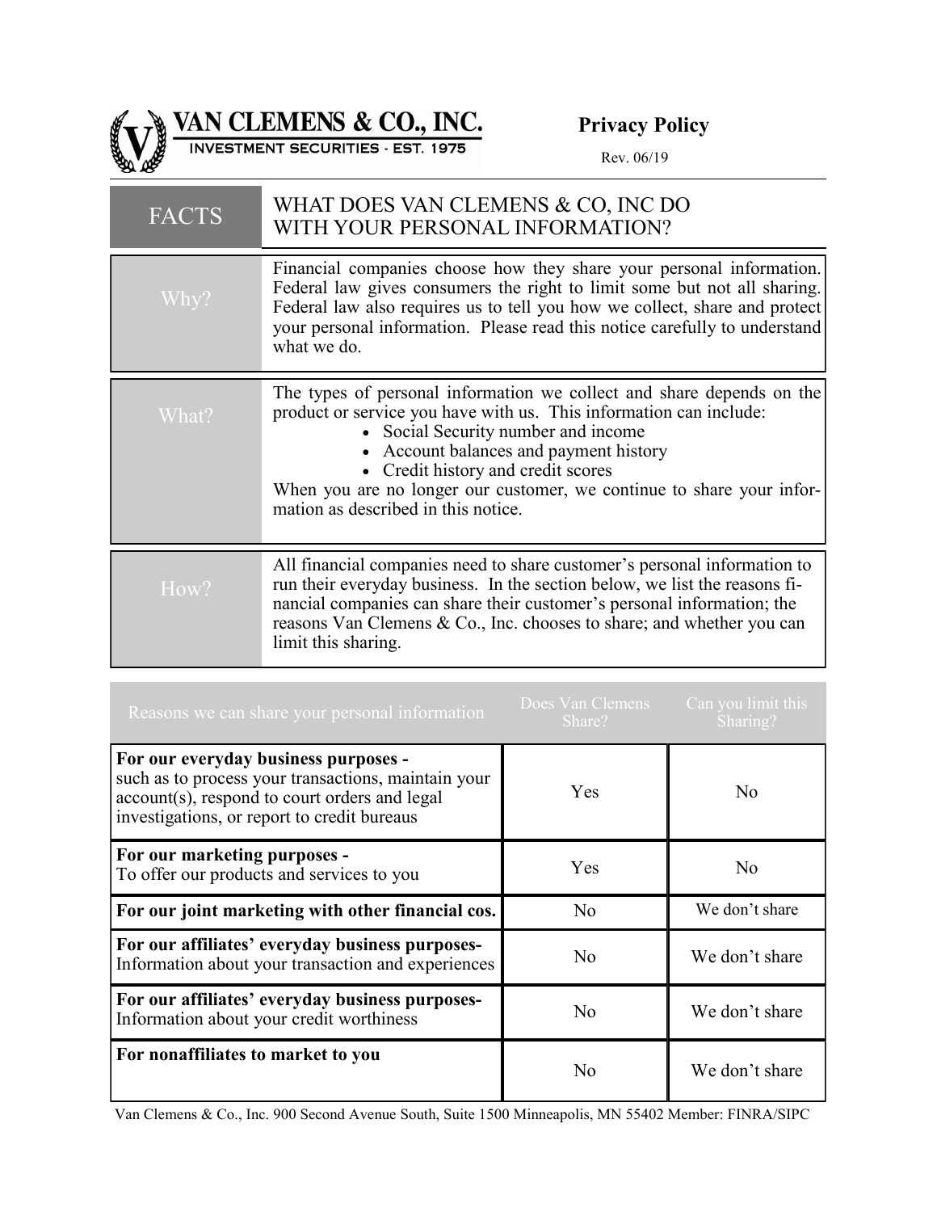# VAN CLEMENS & CO., INC.

INVESTMENT SECURITIES - EST. 1975

**Privacy Policy**

Rev. 06/19

| FACTS | WHAT DOES VAN CLEMENS & CO, INC DO WITH YOUR PERSONAL INFORMATION? |
|---|---|
| Why? | Financial companies choose how they share your personal information. Federal law gives consumers the right to limit some but not all sharing. Federal law also requires us to tell you how we collect, share and protect your personal information. Please read this notice carefully to understand what we do. |
| What? | The types of personal information we collect and share depends on the product or service you have with us. This information can include:<br>• Social Security number and income<br>• Account balances and payment history<br>• Credit history and credit scores<br>When you are no longer our customer, we continue to share your information as described in this notice. |
| How? | All financial companies need to share customer's personal information to run their everyday business. In the section below, we list the reasons financial companies can share their customer's personal information; the reasons Van Clemens & Co., Inc. chooses to share; and whether you can limit this sharing. |

| Reasons we can share your personal information | Does Van Clemens Share? | Can you limit this Sharing? |
|---|---|---|
| **For our everyday business purposes -** such as to process your transactions, maintain your account(s), respond to court orders and legal investigations, or report to credit bureaus | Yes | No |
| **For our marketing purposes -** To offer our products and services to you | Yes | No |
| **For our joint marketing with other financial cos.** | No | We don't share |
| **For our affiliates' everyday business purposes-** Information about your transaction and experiences | No | We don't share |
| **For our affiliates' everyday business purposes-** Information about your credit worthiness | No | We don't share |
| **For nonaffiliates to market to you** | No | We don't share |

Van Clemens & Co., Inc. 900 Second Avenue South, Suite 1500 Minneapolis, MN 55402 Member: FINRA/SIPC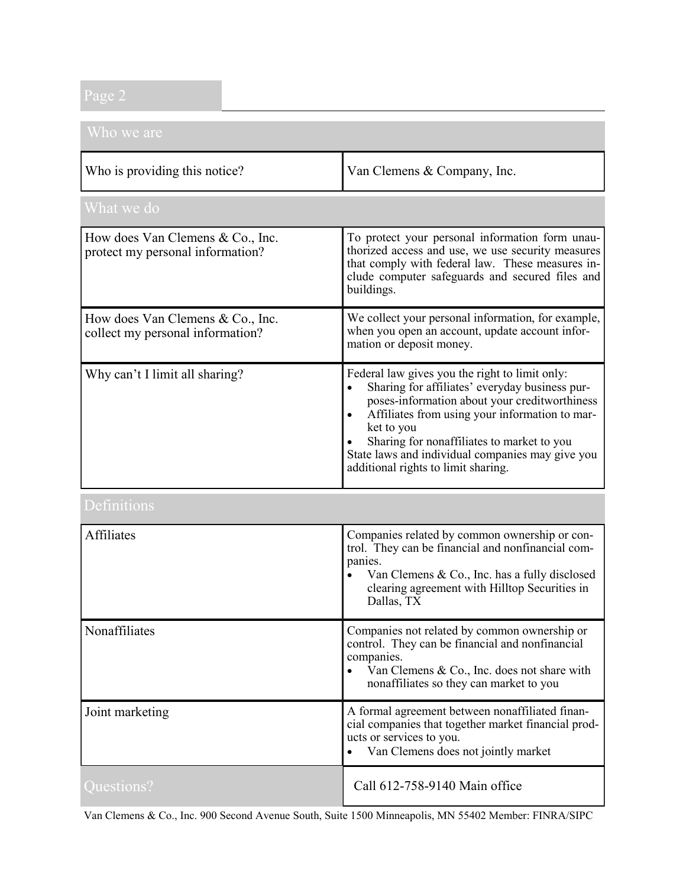## Who we are

| | |
|---|---|
| Who is providing this notice? | Van Clemens & Company, Inc. |

## What we do

| | |
|---|---|
| How does Van Clemens & Co., Inc. protect my personal information? | To protect your personal information form unauthorized access and use, we use security measures that comply with federal law. These measures include computer safeguards and secured files and buildings. |
| How does Van Clemens & Co., Inc. collect my personal information? | We collect your personal information, for example, when you open an account, update account information or deposit money. |
| Why can't I limit all sharing? | Federal law gives you the right to limit only:<br>• Sharing for affiliates' everyday business purposes-information about your creditworthiness<br>• Affiliates from using your information to market to you<br>• Sharing for nonaffiliates to market to you<br>State laws and individual companies may give you additional rights to limit sharing. |

## Definitions

| | |
|---|---|
| Affiliates | Companies related by common ownership or control. They can be financial and nonfinancial companies.<br>• Van Clemens & Co., Inc. has a fully disclosed clearing agreement with Hilltop Securities in Dallas, TX |
| Nonaffiliates | Companies not related by common ownership or control. They can be financial and nonfinancial companies.<br>• Van Clemens & Co., Inc. does not share with nonaffiliates so they can market to you |
| Joint marketing | A formal agreement between nonaffiliated financial companies that together market financial products or services to you.<br>• Van Clemens does not jointly market |

| | |
|---|---|
| Questions? | Call 612-758-9140 Main office |

Van Clemens & Co., Inc. 900 Second Avenue South, Suite 1500 Minneapolis, MN 55402 Member: FINRA/SIPC